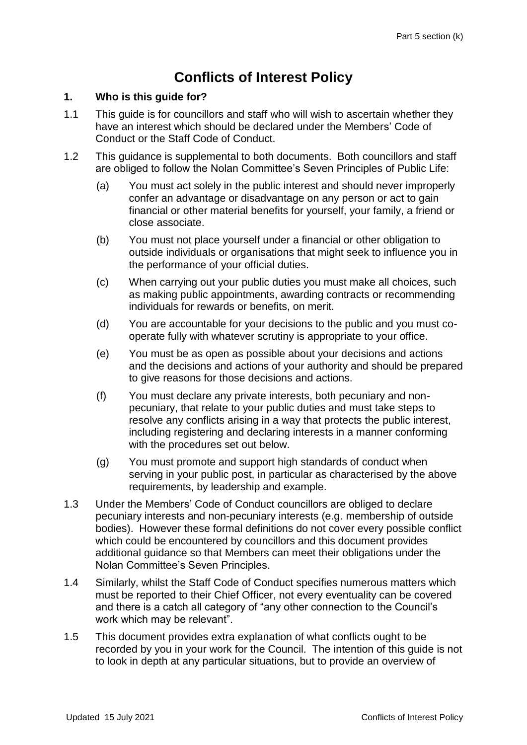# Conflicts of Interest Policy

## 1. Who is this guide for?

1.1 This guide is for councillors and staff who will wish to ascertain whether they have an interest which should be declared under the Members' Code of Conduct or the Staff Code of Conduct.

1.2 This guidance is supplemental to both documents. Both councillors and staff are obliged to follow the Nolan Committee's Seven Principles of Public Life:

(a) You must act solely in the public interest and should never improperly confer an advantage or disadvantage on any person or act to gain financial or other material benefits for yourself, your family, a friend or close associate.

(b) You must not place yourself under a financial or other obligation to outside individuals or organisations that might seek to influence you in the performance of your official duties.

(c) When carrying out your public duties you must make all choices, such as making public appointments, awarding contracts or recommending individuals for rewards or benefits, on merit.

(d) You are accountable for your decisions to the public and you must co-operate fully with whatever scrutiny is appropriate to your office.

(e) You must be as open as possible about your decisions and actions and the decisions and actions of your authority and should be prepared to give reasons for those decisions and actions.

(f) You must declare any private interests, both pecuniary and non-pecuniary, that relate to your public duties and must take steps to resolve any conflicts arising in a way that protects the public interest, including registering and declaring interests in a manner conforming with the procedures set out below.

(g) You must promote and support high standards of conduct when serving in your public post, in particular as characterised by the above requirements, by leadership and example.

1.3 Under the Members' Code of Conduct councillors are obliged to declare pecuniary interests and non-pecuniary interests (e.g. membership of outside bodies). However these formal definitions do not cover every possible conflict which could be encountered by councillors and this document provides additional guidance so that Members can meet their obligations under the Nolan Committee's Seven Principles.

1.4 Similarly, whilst the Staff Code of Conduct specifies numerous matters which must be reported to their Chief Officer, not every eventuality can be covered and there is a catch all category of "any other connection to the Council's work which may be relevant".

1.5 This document provides extra explanation of what conflicts ought to be recorded by you in your work for the Council. The intention of this guide is not to look in depth at any particular situations, but to provide an overview of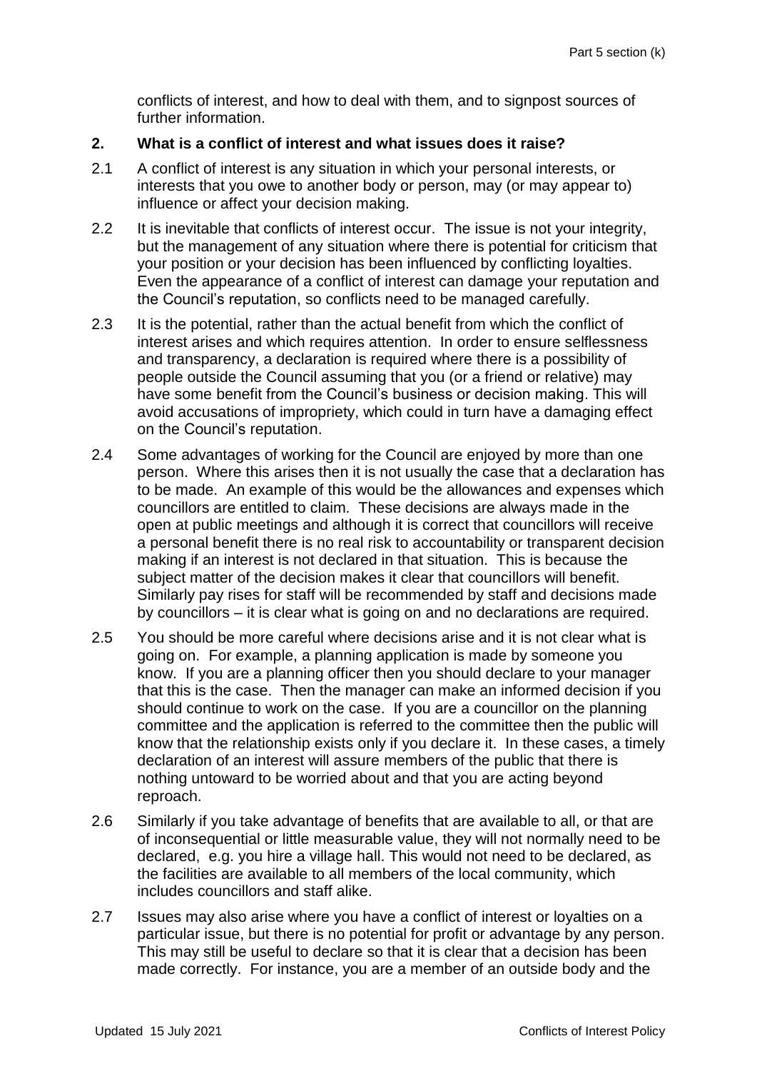conflicts of interest, and how to deal with them, and to signpost sources of further information.

## 2. What is a conflict of interest and what issues does it raise?

2.1 A conflict of interest is any situation in which your personal interests, or interests that you owe to another body or person, may (or may appear to) influence or affect your decision making.

2.2 It is inevitable that conflicts of interest occur. The issue is not your integrity, but the management of any situation where there is potential for criticism that your position or your decision has been influenced by conflicting loyalties. Even the appearance of a conflict of interest can damage your reputation and the Council's reputation, so conflicts need to be managed carefully.

2.3 It is the potential, rather than the actual benefit from which the conflict of interest arises and which requires attention. In order to ensure selflessness and transparency, a declaration is required where there is a possibility of people outside the Council assuming that you (or a friend or relative) may have some benefit from the Council's business or decision making. This will avoid accusations of impropriety, which could in turn have a damaging effect on the Council's reputation.

2.4 Some advantages of working for the Council are enjoyed by more than one person. Where this arises then it is not usually the case that a declaration has to be made. An example of this would be the allowances and expenses which councillors are entitled to claim. These decisions are always made in the open at public meetings and although it is correct that councillors will receive a personal benefit there is no real risk to accountability or transparent decision making if an interest is not declared in that situation. This is because the subject matter of the decision makes it clear that councillors will benefit. Similarly pay rises for staff will be recommended by staff and decisions made by councillors – it is clear what is going on and no declarations are required.

2.5 You should be more careful where decisions arise and it is not clear what is going on. For example, a planning application is made by someone you know. If you are a planning officer then you should declare to your manager that this is the case. Then the manager can make an informed decision if you should continue to work on the case. If you are a councillor on the planning committee and the application is referred to the committee then the public will know that the relationship exists only if you declare it. In these cases, a timely declaration of an interest will assure members of the public that there is nothing untoward to be worried about and that you are acting beyond reproach.

2.6 Similarly if you take advantage of benefits that are available to all, or that are of inconsequential or little measurable value, they will not normally need to be declared, e.g. you hire a village hall. This would not need to be declared, as the facilities are available to all members of the local community, which includes councillors and staff alike.

2.7 Issues may also arise where you have a conflict of interest or loyalties on a particular issue, but there is no potential for profit or advantage by any person. This may still be useful to declare so that it is clear that a decision has been made correctly. For instance, you are a member of an outside body and the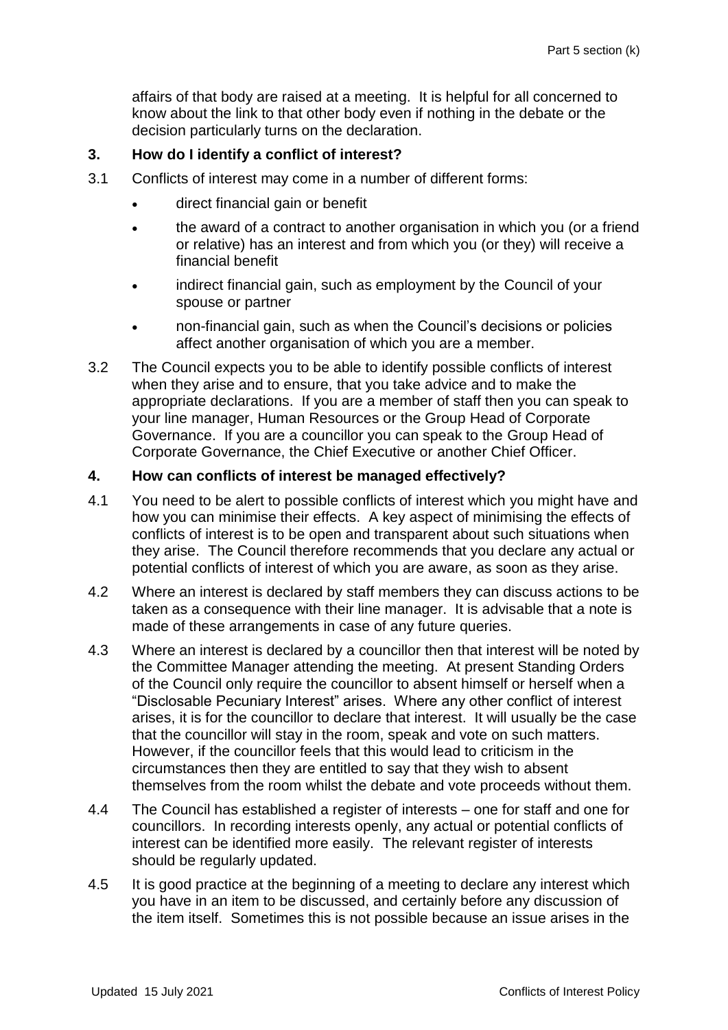affairs of that body are raised at a meeting. It is helpful for all concerned to know about the link to that other body even if nothing in the debate or the decision particularly turns on the declaration.

## 3. How do I identify a conflict of interest?

3.1 Conflicts of interest may come in a number of different forms:

- direct financial gain or benefit
- the award of a contract to another organisation in which you (or a friend or relative) has an interest and from which you (or they) will receive a financial benefit
- indirect financial gain, such as employment by the Council of your spouse or partner
- non-financial gain, such as when the Council's decisions or policies affect another organisation of which you are a member.

3.2 The Council expects you to be able to identify possible conflicts of interest when they arise and to ensure, that you take advice and to make the appropriate declarations. If you are a member of staff then you can speak to your line manager, Human Resources or the Group Head of Corporate Governance. If you are a councillor you can speak to the Group Head of Corporate Governance, the Chief Executive or another Chief Officer.

## 4. How can conflicts of interest be managed effectively?

4.1 You need to be alert to possible conflicts of interest which you might have and how you can minimise their effects. A key aspect of minimising the effects of conflicts of interest is to be open and transparent about such situations when they arise. The Council therefore recommends that you declare any actual or potential conflicts of interest of which you are aware, as soon as they arise.

4.2 Where an interest is declared by staff members they can discuss actions to be taken as a consequence with their line manager. It is advisable that a note is made of these arrangements in case of any future queries.

4.3 Where an interest is declared by a councillor then that interest will be noted by the Committee Manager attending the meeting. At present Standing Orders of the Council only require the councillor to absent himself or herself when a "Disclosable Pecuniary Interest" arises. Where any other conflict of interest arises, it is for the councillor to declare that interest. It will usually be the case that the councillor will stay in the room, speak and vote on such matters. However, if the councillor feels that this would lead to criticism in the circumstances then they are entitled to say that they wish to absent themselves from the room whilst the debate and vote proceeds without them.

4.4 The Council has established a register of interests – one for staff and one for councillors. In recording interests openly, any actual or potential conflicts of interest can be identified more easily. The relevant register of interests should be regularly updated.

4.5 It is good practice at the beginning of a meeting to declare any interest which you have in an item to be discussed, and certainly before any discussion of the item itself. Sometimes this is not possible because an issue arises in the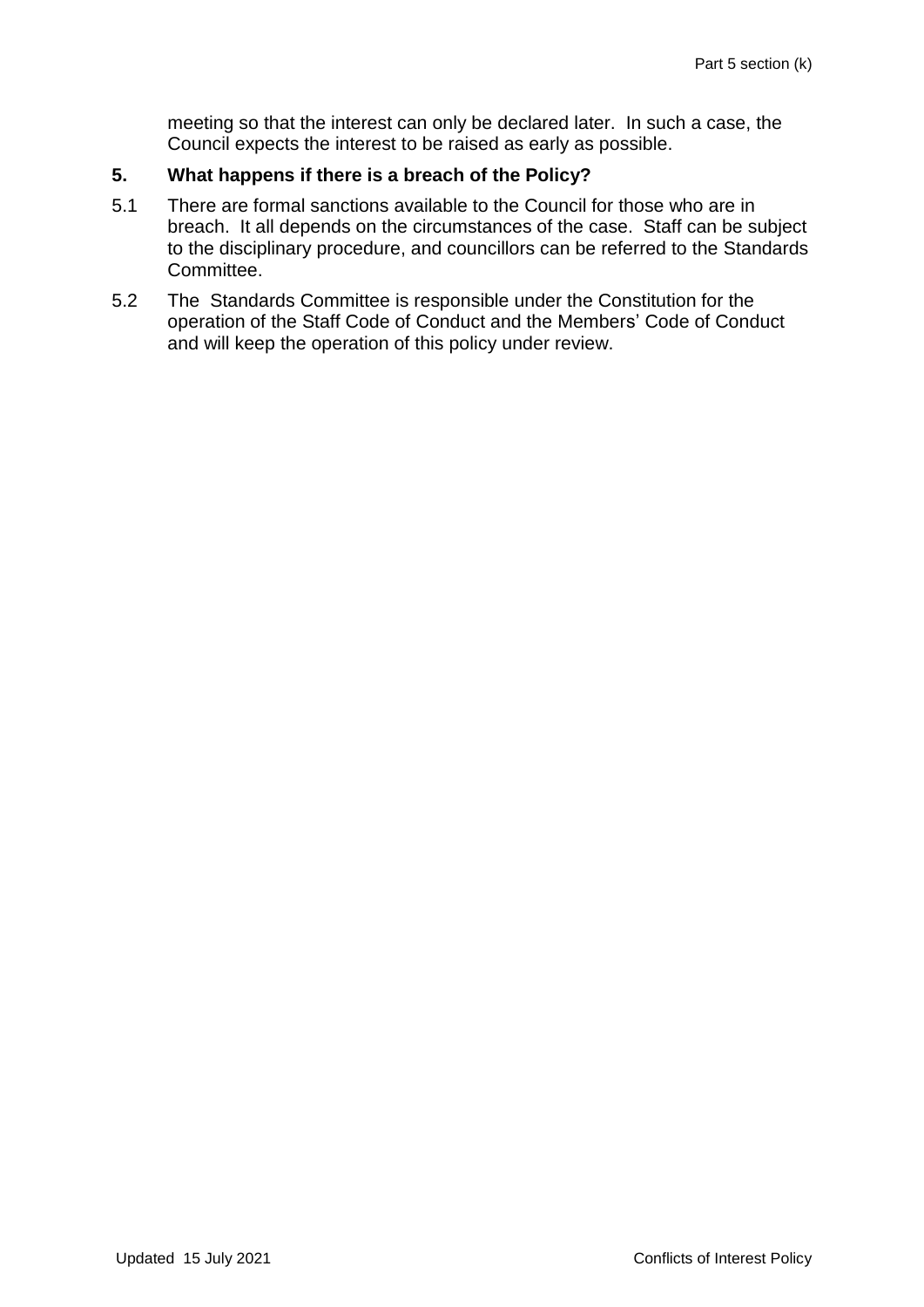meeting so that the interest can only be declared later. In such a case, the Council expects the interest to be raised as early as possible.

## 5. What happens if there is a breach of the Policy?

5.1 There are formal sanctions available to the Council for those who are in breach. It all depends on the circumstances of the case. Staff can be subject to the disciplinary procedure, and councillors can be referred to the Standards Committee.

5.2 The Standards Committee is responsible under the Constitution for the operation of the Staff Code of Conduct and the Members' Code of Conduct and will keep the operation of this policy under review.